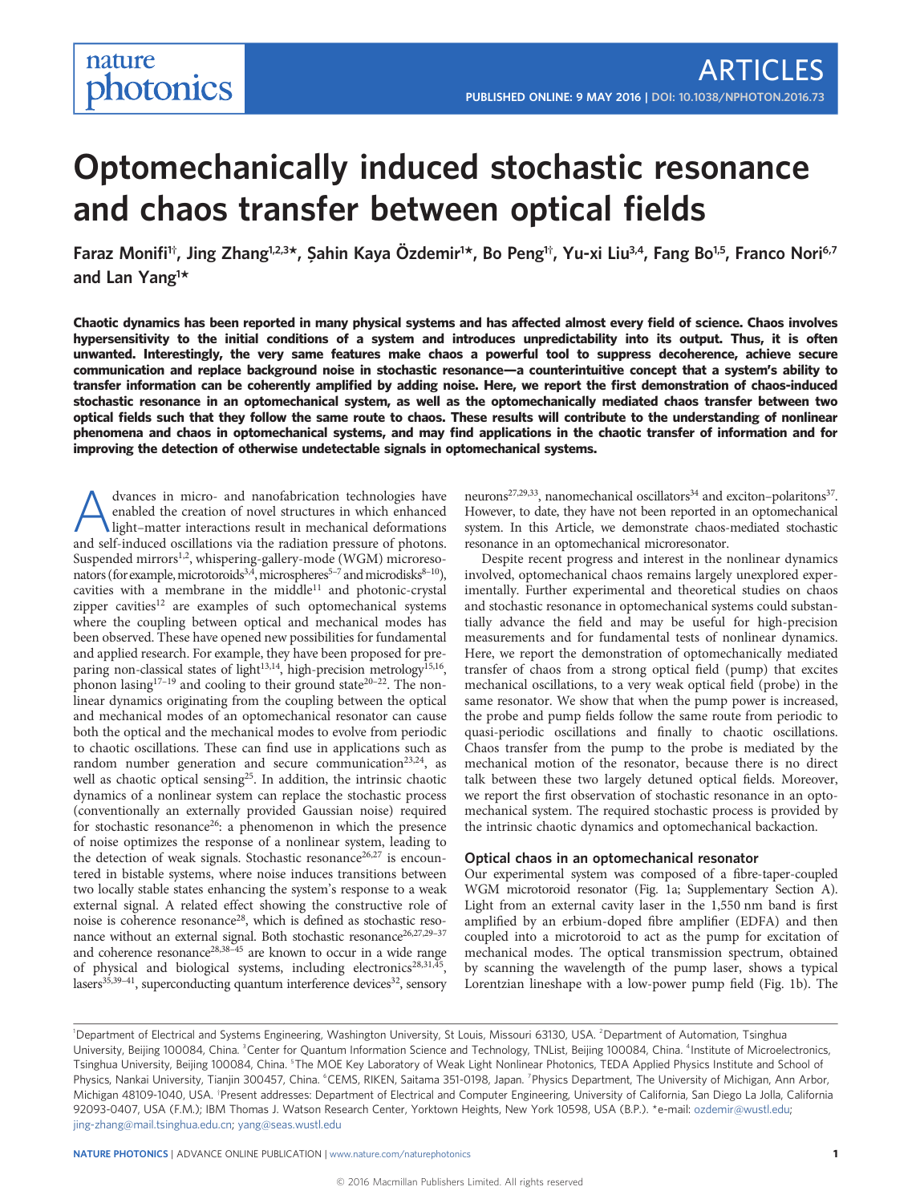# Optomechanically induced stochastic resonance and chaos transfer between optical fields

Faraz Monifi[1†], Jing Zhang[1,2,3*], Şahin Kaya Özdemir[1*], Bo Peng[1†], Yu-xi Liu[3,4], Fang Bo[1,5], Franco Nori[6,7] and Lan Yang[1*]

**Chaotic dynamics has been reported in many physical systems and has affected almost every field of science. Chaos involves hypersensitivity to the initial conditions of a system and introduces unpredictability into its output. Thus, it is often unwanted. Interestingly, the very same features make chaos a powerful tool to suppress decoherence, achieve secure communication and replace background noise in stochastic resonance—a counterintuitive concept that a system's ability to transfer information can be coherently amplified by adding noise. Here, we report the first demonstration of chaos-induced stochastic resonance in an optomechanical system, as well as the optomechanically mediated chaos transfer between two optical fields such that they follow the same route to chaos. These results will contribute to the understanding of nonlinear phenomena and chaos in optomechanical systems, and may find applications in the chaotic transfer of information and for improving the detection of otherwise undetectable signals in optomechanical systems.**

Advances in micro- and nanofabrication technologies have enabled the creation of novel structures in which enhanced light–matter interactions result in mechanical deformations and self-induced oscillations via the radiation pressure of photons. Suspended mirrors[1,2], whispering-gallery-mode (WGM) microresonators (for example, microtoroids[3,4], microspheres[5–7] and microdisks[8–10]), cavities with a membrane in the middle[11] and photonic-crystal zipper cavities[12] are examples of such optomechanical systems where the coupling between optical and mechanical modes has been observed. These have opened new possibilities for fundamental and applied research. For example, they have been proposed for preparing non-classical states of light[13,14], high-precision metrology[15,16], phonon lasing[17–19] and cooling to their ground state[20–22]. The nonlinear dynamics originating from the coupling between the optical and mechanical modes of an optomechanical resonator can cause both the optical and the mechanical modes to evolve from periodic to chaotic oscillations. These can find use in applications such as random number generation and secure communication[23,24], as well as chaotic optical sensing[25]. In addition, the intrinsic chaotic dynamics of a nonlinear system can replace the stochastic process (conventionally an externally provided Gaussian noise) required for stochastic resonance[26]: a phenomenon in which the presence of noise optimizes the response of a nonlinear system, leading to the detection of weak signals. Stochastic resonance[26,27] is encountered in bistable systems, where noise induces transitions between two locally stable states enhancing the system's response to a weak external signal. A related effect showing the constructive role of noise is coherence resonance[28], which is defined as stochastic resonance without an external signal. Both stochastic resonance[26,27,29–37] and coherence resonance[28,38–45] are known to occur in a wide range of physical and biological systems, including electronics[28,31,45], lasers[35,39–41], superconducting quantum interference devices[32], sensory neurons[27,29,33], nanomechanical oscillators[34] and exciton–polaritons[37]. However, to date, they have not been reported in an optomechanical system. In this Article, we demonstrate chaos-mediated stochastic resonance in an optomechanical microresonator.

Despite recent progress and interest in the nonlinear dynamics involved, optomechanical chaos remains largely unexplored experimentally. Further experimental and theoretical studies on chaos and stochastic resonance in optomechanical systems could substantially advance the field and may be useful for high-precision measurements and for fundamental tests of nonlinear dynamics. Here, we report the demonstration of optomechanically mediated transfer of chaos from a strong optical field (pump) that excites mechanical oscillations, to a very weak optical field (probe) in the same resonator. We show that when the pump power is increased, the probe and pump fields follow the same route from periodic to quasi-periodic oscillations and finally to chaotic oscillations. Chaos transfer from the pump to the probe is mediated by the mechanical motion of the resonator, because there is no direct talk between these two largely detuned optical fields. Moreover, we report the first observation of stochastic resonance in an optomechanical system. The required stochastic process is provided by the intrinsic chaotic dynamics and optomechanical backaction.

## Optical chaos in an optomechanical resonator

Our experimental system was composed of a fibre-taper-coupled WGM microtoroid resonator (Fig. 1a; Supplementary Section A). Light from an external cavity laser in the 1,550 nm band is first amplified by an erbium-doped fibre amplifier (EDFA) and then coupled into a microtoroid to act as the pump for excitation of mechanical modes. The optical transmission spectrum, obtained by scanning the wavelength of the pump laser, shows a typical Lorentzian lineshape with a low-power pump field (Fig. 1b). The

---

[1]Department of Electrical and Systems Engineering, Washington University, St Louis, Missouri 63130, USA. [2]Department of Automation, Tsinghua University, Beijing 100084, China. [3]Center for Quantum Information Science and Technology, TNList, Beijing 100084, China. [4]Institute of Microelectronics, Tsinghua University, Beijing 100084, China. [5]The MOE Key Laboratory of Weak Light Nonlinear Photonics, TEDA Applied Physics Institute and School of Physics, Nankai University, Tianjin 300457, China. [6]CEMS, RIKEN, Saitama 351-0198, Japan. [7]Physics Department, The University of Michigan, Ann Arbor, Michigan 48109-1040, USA. †Present addresses: Department of Electrical and Computer Engineering, University of California, San Diego La Jolla, California 92093-0407, USA (F.M.); IBM Thomas J. Watson Research Center, Yorktown Heights, New York 10598, USA (B.P.). *e-mail: ozdemir@wustl.edu; jing-zhang@mail.tsinghua.edu.cn; yang@seas.wustl.edu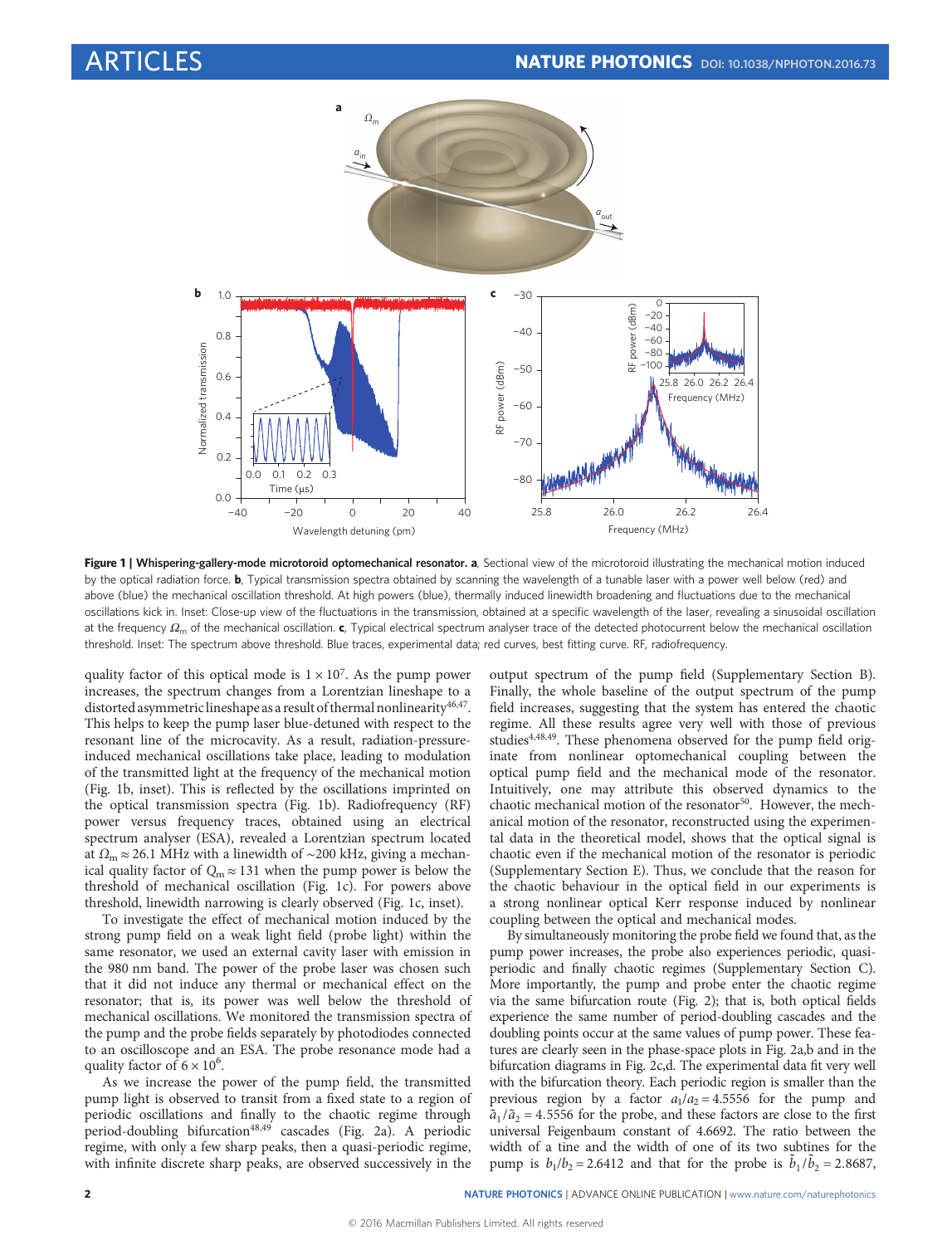**Figure 1 | Whispering-gallery-mode microtoroid optomechanical resonator. a**, Sectional view of the microtoroid illustrating the mechanical motion induced by the optical radiation force. **b**, Typical transmission spectra obtained by scanning the wavelength of a tunable laser with a power well below (red) and above (blue) the mechanical oscillation threshold. At high powers (blue), thermally induced linewidth broadening and fluctuations due to the mechanical oscillations kick in. Inset: Close-up view of the fluctuations in the transmission, obtained at a specific wavelength of the laser, revealing a sinusoidal oscillation at the frequency $\Omega_m$ of the mechanical oscillation. **c**, Typical electrical spectrum analyser trace of the detected photocurrent below the mechanical oscillation threshold. Inset: The spectrum above threshold. Blue traces, experimental data; red curves, best fitting curve. RF, radiofrequency.

quality factor of this optical mode is $1 \times 10^7$. As the pump power increases, the spectrum changes from a Lorentzian lineshape to a distorted asymmetric lineshape as a result of thermal nonlinearity[46,47]. This helps to keep the pump laser blue-detuned with respect to the resonant line of the microcavity. As a result, radiation-pressure-induced mechanical oscillations take place, leading to modulation of the transmitted light at the frequency of the mechanical motion (Fig. 1b, inset). This is reflected by the oscillations imprinted on the optical transmission spectra (Fig. 1b). Radiofrequency (RF) power versus frequency traces, obtained using an electrical spectrum analyser (ESA), revealed a Lorentzian spectrum located at $\Omega_m \approx 26.1$ MHz with a linewidth of ~200 kHz, giving a mechanical quality factor of $Q_m \approx 131$ when the pump power is below the threshold of mechanical oscillation (Fig. 1c). For powers above threshold, linewidth narrowing is clearly observed (Fig. 1c, inset).

To investigate the effect of mechanical motion induced by the strong pump field on a weak light field (probe light) within the same resonator, we used an external cavity laser with emission in the 980 nm band. The power of the probe laser was chosen such that it did not induce any thermal or mechanical effect on the resonator; that is, its power was well below the threshold of mechanical oscillations. We monitored the transmission spectra of the pump and the probe fields separately by photodiodes connected to an oscilloscope and an ESA. The probe resonance mode had a quality factor of $6 \times 10^6$.

As we increase the power of the pump field, the transmitted pump light is observed to transit from a fixed state to a region of periodic oscillations and finally to the chaotic regime through period-doubling bifurcation[48,49] cascades (Fig. 2a). A periodic regime, with only a few sharp peaks, then a quasi-periodic regime, with infinite discrete sharp peaks, are observed successively in the output spectrum of the pump field (Supplementary Section B). Finally, the whole baseline of the output spectrum of the pump field increases, suggesting that the system has entered the chaotic regime. All these results agree very well with those of previous studies[4,48,49]. These phenomena observed for the pump field originate from nonlinear optomechanical coupling between the optical pump field and the mechanical mode of the resonator. Intuitively, one may attribute this observed dynamics to the chaotic mechanical motion of the resonator[50]. However, the mechanical motion of the resonator, reconstructed using the experimental data in the theoretical model, shows that the optical signal is chaotic even if the mechanical motion of the resonator is periodic (Supplementary Section E). Thus, we conclude that the reason for the chaotic behaviour in the optical field in our experiments is a strong nonlinear optical Kerr response induced by nonlinear coupling between the optical and mechanical modes.

By simultaneously monitoring the probe field we found that, as the pump power increases, the probe also experiences periodic, quasi-periodic and finally chaotic regimes (Supplementary Section C). More importantly, the pump and probe enter the chaotic regime via the same bifurcation route (Fig. 2); that is, both optical fields experience the same number of period-doubling cascades and the doubling points occur at the same values of pump power. These features are clearly seen in the phase-space plots in Fig. 2a,b and in the bifurcation diagrams in Fig. 2c,d. The experimental data fit very well with the bifurcation theory. Each periodic region is smaller than the previous region by a factor $a_1/a_2 = 4.5556$ for the pump and $\tilde{a}_1/\tilde{a}_2 = 4.5556$ for the probe, and these factors are close to the first universal Feigenbaum constant of 4.6692. The ratio between the width of a tine and the width of one of its two subtines for the pump is $b_1/b_2 = 2.6412$ and that for the probe is $\tilde{b}_1/\tilde{b}_2 = 2.8687$,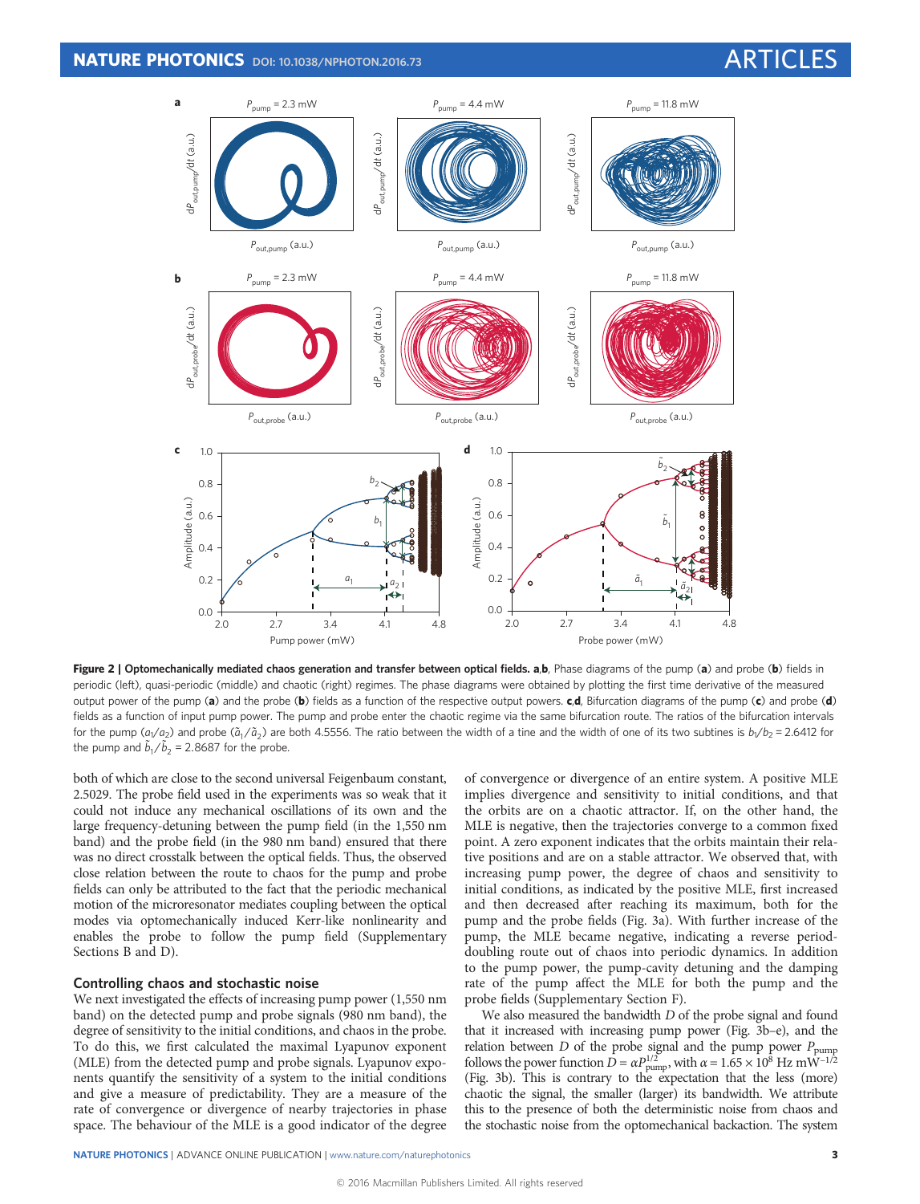**Figure 2 | Optomechanically mediated chaos generation and transfer between optical fields. a,b**, Phase diagrams of the pump (**a**) and probe (**b**) fields in periodic (left), quasi-periodic (middle) and chaotic (right) regimes. The phase diagrams were obtained by plotting the first time derivative of the measured output power of the pump (**a**) and the probe (**b**) fields as a function of the respective output powers. **c**,**d**, Bifurcation diagrams of the pump (**c**) and probe (**d**) fields as a function of input pump power. The pump and probe enter the chaotic regime via the same bifurcation route. The ratios of the bifurcation intervals for the pump ($a_1/a_2$) and probe ($\tilde{a}_1/\tilde{a}_2$) are both 4.5556. The ratio between the width of a tine and the width of one of its two subtines is $b_1/b_2 = 2.6412$ for the pump and $\tilde{b}_1/\tilde{b}_2 = 2.8687$ for the probe.

both of which are close to the second universal Feigenbaum constant, 2.5029. The probe field used in the experiments was so weak that it could not induce any mechanical oscillations of its own and the large frequency-detuning between the pump field (in the 1,550 nm band) and the probe field (in the 980 nm band) ensured that there was no direct crosstalk between the optical fields. Thus, the observed close relation between the route to chaos for the pump and probe fields can only be attributed to the fact that the periodic mechanical motion of the microresonator mediates coupling between the optical modes via optomechanically induced Kerr-like nonlinearity and enables the probe to follow the pump field (Supplementary Sections B and D).

## Controlling chaos and stochastic noise

We next investigated the effects of increasing pump power (1,550 nm band) on the detected pump and probe signals (980 nm band), the degree of sensitivity to the initial conditions, and chaos in the probe. To do this, we first calculated the maximal Lyapunov exponent (MLE) from the detected pump and probe signals. Lyapunov exponents quantify the sensitivity of a system to the initial conditions and give a measure of predictability. They are a measure of the rate of convergence or divergence of nearby trajectories in phase space. The behaviour of the MLE is a good indicator of the degree of convergence or divergence of an entire system. A positive MLE implies divergence and sensitivity to initial conditions, and that the orbits are on a chaotic attractor. If, on the other hand, the MLE is negative, then the trajectories converge to a common fixed point. A zero exponent indicates that the orbits maintain their relative positions and are on a stable attractor. We observed that, with increasing pump power, the degree of chaos and sensitivity to initial conditions, as indicated by the positive MLE, first increased and then decreased after reaching its maximum, both for the pump and the probe fields (Fig. 3a). With further increase of the pump, the MLE became negative, indicating a reverse period-doubling route out of chaos into periodic dynamics. In addition to the pump power, the pump-cavity detuning and the damping rate of the pump affect the MLE for both the pump and the probe fields (Supplementary Section F).

We also measured the bandwidth $D$ of the probe signal and found that it increased with increasing pump power (Fig. 3b–e), and the relation between $D$ of the probe signal and the pump power $P_{\text{pump}}$ follows the power function $D = \alpha P_{\text{pump}}^{1/2}$, with $\alpha = 1.65 \times 10^8$ Hz mW$^{-1/2}$ (Fig. 3b). This is contrary to the expectation that the less (more) chaotic the signal, the smaller (larger) its bandwidth. We attribute this to the presence of both the deterministic noise from chaos and the stochastic noise from the optomechanical backaction. The system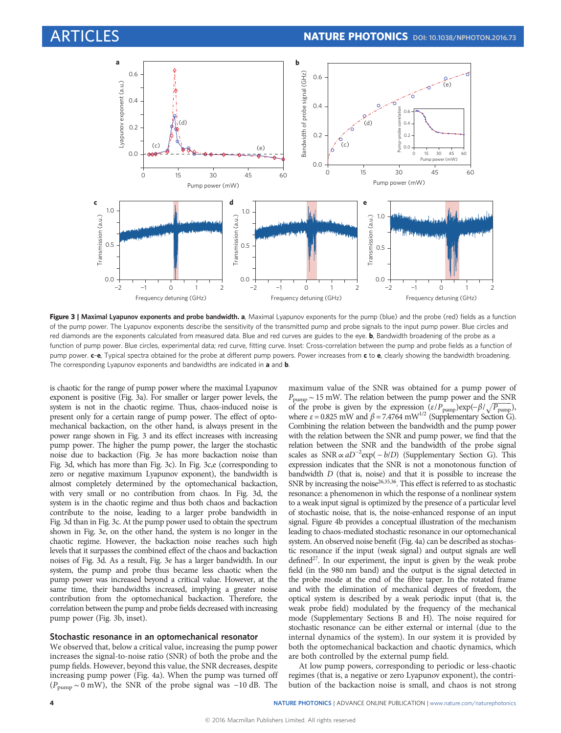**Figure 3 | Maximal Lyapunov exponents and probe bandwidth. a**, Maximal Lyapunov exponents for the pump (blue) and the probe (red) fields as a function of the pump power. The Lyapunov exponents describe the sensitivity of the transmitted pump and probe signals to the input pump power. Blue circles and red diamonds are the exponents calculated from measured data. Blue and red curves are guides to the eye. **b**, Bandwidth broadening of the probe as a function of pump power. Blue circles, experimental data; red curve, fitting curve. Inset: Cross-correlation between the pump and probe fields as a function of pump power. **c–e**, Typical spectra obtained for the probe at different pump powers. Power increases from **c** to **e**, clearly showing the bandwidth broadening. The corresponding Lyapunov exponents and bandwidths are indicated in **a** and **b**.

is chaotic for the range of pump power where the maximal Lyapunov exponent is positive (Fig. 3a). For smaller or larger power levels, the system is not in the chaotic regime. Thus, chaos-induced noise is present only for a certain range of pump power. The effect of optomechanical backaction, on the other hand, is always present in the power range shown in Fig. 3 and its effect increases with increasing pump power. The higher the pump power, the larger the stochastic noise due to backaction (Fig. 3e has more backaction noise than Fig. 3d, which has more than Fig. 3c). In Fig. 3c,e (corresponding to zero or negative maximum Lyapunov exponent), the bandwidth is almost completely determined by the optomechanical backaction, with very small or no contribution from chaos. In Fig. 3d, the system is in the chaotic regime and thus both chaos and backaction contribute to the noise, leading to a larger probe bandwidth in Fig. 3d than in Fig. 3c. At the pump power used to obtain the spectrum shown in Fig. 3e, on the other hand, the system is no longer in the chaotic regime. However, the backaction noise reaches such high levels that it surpasses the combined effect of the chaos and backaction noises of Fig. 3d. As a result, Fig. 3e has a larger bandwidth. In our system, the pump and probe thus became less chaotic when the pump power was increased beyond a critical value. However, at the same time, their bandwidths increased, implying a greater noise contribution from the optomechanical backaction. Therefore, the correlation between the pump and probe fields decreased with increasing pump power (Fig. 3b, inset).

## Stochastic resonance in an optomechanical resonator

We observed that, below a critical value, increasing the pump power increases the signal-to-noise ratio (SNR) of both the probe and the pump fields. However, beyond this value, the SNR decreases, despite increasing pump power (Fig. 4a). When the pump was turned off ($P_{\mathrm{pump}} \sim 0$ mW), the SNR of the probe signal was −10 dB. The maximum value of the SNR was obtained for a pump power of $P_{\mathrm{pump}} \sim 15$ mW. The relation between the pump power and the SNR of the probe is given by the expression $(\varepsilon/P_{\mathrm{pump}})\exp(-\beta/\sqrt{P_{\mathrm{pump}}})$, where $\varepsilon = 0.825$ mW and $\beta = 7.4764$ mW$^{1/2}$ (Supplementary Section G). Combining the relation between the bandwidth and the pump power with the relation between the SNR and pump power, we find that the relation between the SNR and the bandwidth of the probe signal scales as $\mathrm{SNR} \propto aD^{-2}\exp(-b/D)$ (Supplementary Section G). This expression indicates that the SNR is not a monotonous function of bandwidth $D$ (that is, noise) and that it is possible to increase the SNR by increasing the noise[26,35,36]. This effect is referred to as stochastic resonance: a phenomenon in which the response of a nonlinear system to a weak input signal is optimized by the presence of a particular level of stochastic noise, that is, the noise-enhanced response of an input signal. Figure 4b provides a conceptual illustration of the mechanism leading to chaos-mediated stochastic resonance in our optomechanical system. An observed noise benefit (Fig. 4a) can be described as stochastic resonance if the input (weak signal) and output signals are well defined[27]. In our experiment, the input is given by the weak probe field (in the 980 nm band) and the output is the signal detected in the probe mode at the end of the fibre taper. In the rotated frame and with the elimination of mechanical degrees of freedom, the optical system is described by a weak periodic input (that is, the weak probe field) modulated by the frequency of the mechanical mode (Supplementary Sections B and H). The noise required for stochastic resonance can be either external or internal (due to the internal dynamics of the system). In our system it is provided by both the optomechanical backaction and chaotic dynamics, which are both controlled by the external pump field.

At low pump powers, corresponding to periodic or less-chaotic regimes (that is, a negative or zero Lyapunov exponent), the contribution of the backaction noise is small, and chaos is not strong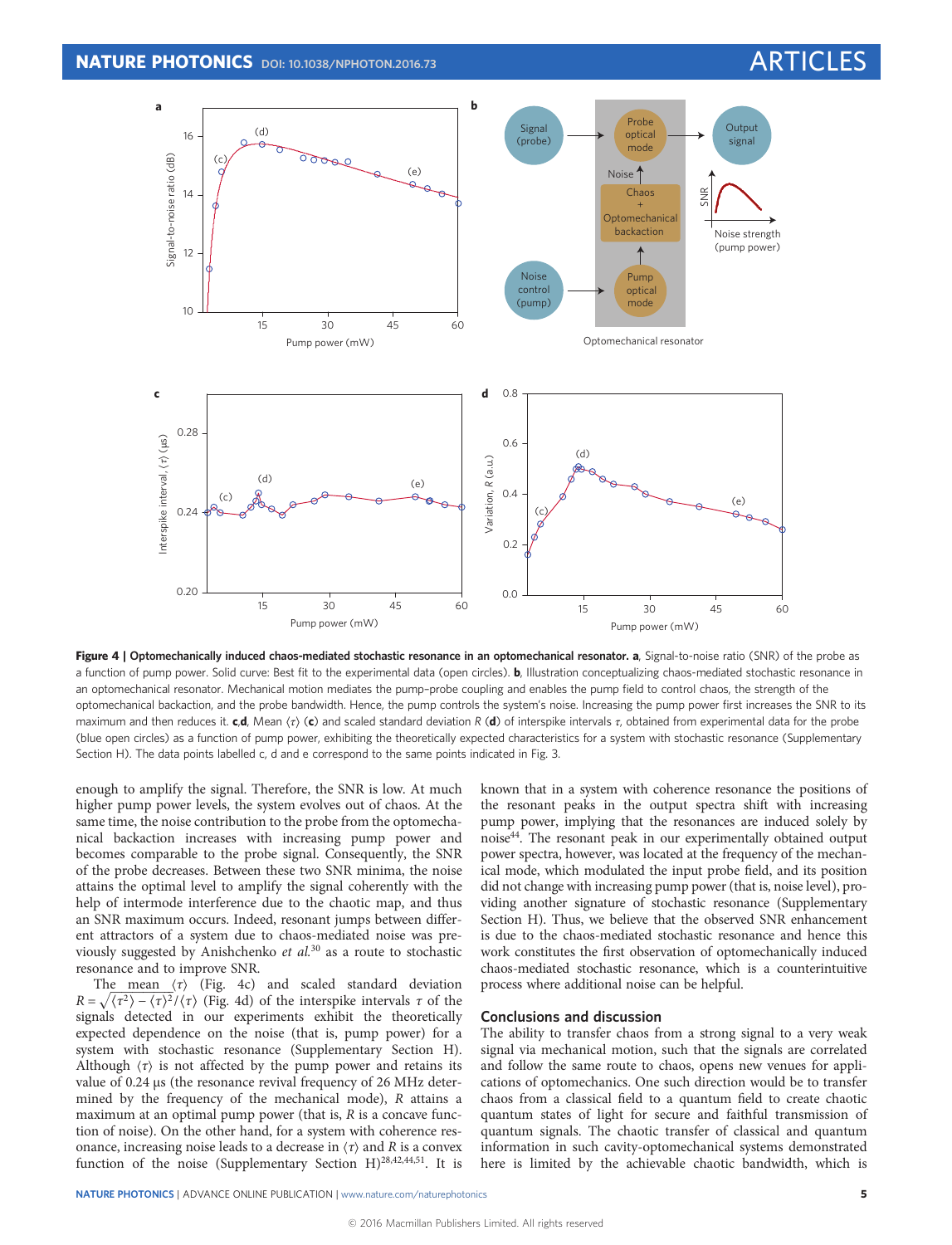**Figure 4 | Optomechanically induced chaos-mediated stochastic resonance in an optomechanical resonator. a**, Signal-to-noise ratio (SNR) of the probe as a function of pump power. Solid curve: Best fit to the experimental data (open circles). **b**, Illustration conceptualizing chaos-mediated stochastic resonance in an optomechanical resonator. Mechanical motion mediates the pump–probe coupling and enables the pump field to control chaos, the strength of the optomechanical backaction, and the probe bandwidth. Hence, the pump controls the system's noise. Increasing the pump power first increases the SNR to its maximum and then reduces it. **c**,**d**, Mean $\langle\tau\rangle$ (**c**) and scaled standard deviation $R$ (**d**) of interspike intervals $\tau$, obtained from experimental data for the probe (blue open circles) as a function of pump power, exhibiting the theoretically expected characteristics for a system with stochastic resonance (Supplementary Section H). The data points labelled c, d and e correspond to the same points indicated in Fig. 3.

enough to amplify the signal. Therefore, the SNR is low. At much higher pump power levels, the system evolves out of chaos. At the same time, the noise contribution to the probe from the optomechanical backaction increases with increasing pump power and becomes comparable to the probe signal. Consequently, the SNR of the probe decreases. Between these two SNR minima, the noise attains the optimal level to amplify the signal coherently with the help of intermode interference due to the chaotic map, and thus an SNR maximum occurs. Indeed, resonant jumps between different attractors of a system due to chaos-mediated noise was previously suggested by Anishchenko *et al.*[30] as a route to stochastic resonance and to improve SNR.

The mean $\langle\tau\rangle$ (Fig. 4c) and scaled standard deviation $R = \sqrt{\langle\tau^2\rangle - \langle\tau\rangle^2}/\langle\tau\rangle$ (Fig. 4d) of the interspike intervals $\tau$ of the signals detected in our experiments exhibit the theoretically expected dependence on the noise (that is, pump power) for a system with stochastic resonance (Supplementary Section H). Although $\langle\tau\rangle$ is not affected by the pump power and retains its value of 0.24 μs (the resonance revival frequency of 26 MHz determined by the frequency of the mechanical mode), $R$ attains a maximum at an optimal pump power (that is, $R$ is a concave function of noise). On the other hand, for a system with coherence resonance, increasing noise leads to a decrease in $\langle\tau\rangle$ and $R$ is a convex function of the noise (Supplementary Section H)[28,42,44,51]. It is known that in a system with coherence resonance the positions of the resonant peaks in the output spectra shift with increasing pump power, implying that the resonances are induced solely by noise[44]. The resonant peak in our experimentally obtained output power spectra, however, was located at the frequency of the mechanical mode, which modulated the input probe field, and its position did not change with increasing pump power (that is, noise level), providing another signature of stochastic resonance (Supplementary Section H). Thus, we believe that the observed SNR enhancement is due to the chaos-mediated stochastic resonance and hence this work constitutes the first observation of optomechanically induced chaos-mediated stochastic resonance, which is a counterintuitive process where additional noise can be helpful.

## Conclusions and discussion

The ability to transfer chaos from a strong signal to a very weak signal via mechanical motion, such that the signals are correlated and follow the same route to chaos, opens new venues for applications of optomechanics. One such direction would be to transfer chaos from a classical field to a quantum field to create chaotic quantum states of light for secure and faithful transmission of quantum signals. The chaotic transfer of classical and quantum information in such cavity-optomechanical systems demonstrated here is limited by the achievable chaotic bandwidth, which is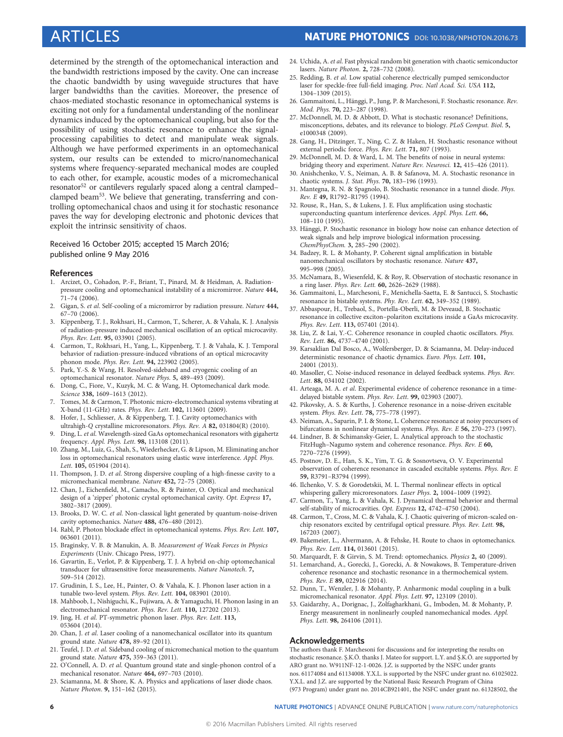determined by the strength of the optomechanical interaction and the bandwidth restrictions imposed by the cavity. One can increase the chaotic bandwidth by using waveguide structures that have larger bandwidths than the cavities. Moreover, the presence of chaos-mediated stochastic resonance in optomechanical systems is exciting not only for a fundamental understanding of the nonlinear dynamics induced by the optomechanical coupling, but also for the possibility of using stochastic resonance to enhance the signal-processing capabilities to detect and manipulate weak signals. Although we have performed experiments in an optomechanical system, our results can be extended to micro/nanomechanical systems where frequency-separated mechanical modes are coupled to each other, for example, acoustic modes of a micromechanical resonator[52] or cantilevers regularly spaced along a central clamped–clamped beam[53]. We believe that generating, transferring and controlling optomechanical chaos and using it for stochastic resonance paves the way for developing electronic and photonic devices that exploit the intrinsic sensitivity of chaos.

Received 16 October 2015; accepted 15 March 2016; published online 9 May 2016

## References

1. Arcizet, O., Cohadon, P.-F., Briant, T., Pinard, M. & Heidman, A. Radiation-pressure cooling and optomechanical instability of a micromirror. *Nature* **444,** 71–74 (2006).
2. Gigan, S. *et al.* Self-cooling of a micromirror by radiation pressure. *Nature* **444,** 67–70 (2006).
3. Kippenberg, T. J., Rokhsari, H., Carmon, T., Scherer, A. & Vahala, K. J. Analysis of radiation-pressure induced mechanical oscillation of an optical microcavity. *Phys. Rev. Lett.* **95,** 033901 (2005).
4. Carmon, T., Rokhsari, H., Yang, L., Kippenberg, T. J. & Vahala, K. J. Temporal behavior of radiation-pressure-induced vibrations of an optical microcavity phonon mode. *Phys. Rev. Lett.* **94,** 223902 (2005).
5. Park, Y.-S. & Wang, H. Resolved-sideband and cryogenic cooling of an optomechanical resonator. *Nature Phys.* **5,** 489–493 (2009).
6. Dong, C., Fiore, V., Kuzyk, M. C. & Wang, H. Optomechanical dark mode. *Science* **338,** 1609–1613 (2012).
7. Tomes, M. & Carmon, T. Photonic micro-electromechanical systems vibrating at X-band (11-GHz) rates. *Phys. Rev. Lett.* **102,** 113601 (2009).
8. Hofer, J., Schliesser, A. & Kippenberg, T. J. Cavity optomechanics with ultrahigh-*Q* crystalline microresonators. *Phys. Rev. A* **82,** 031804(R) (2010).
9. Ding, L. *et al.* Wavelength-sized GaAs optomechanical resonators with gigahertz frequency. *Appl. Phys. Lett.* **98,** 113108 (2011).
10. Zhang, M., Luiz, G., Shah, S., Wiederhecker, G. & Lipson, M. Eliminating anchor loss in optomechanical resonators using elastic wave interference. *Appl. Phys. Lett.* **105,** 051904 (2014).
11. Thompson, J. D. *et al.* Strong dispersive coupling of a high-finesse cavity to a micromechanical membrane. *Nature* **452,** 72–75 (2008).
12. Chan, J., Eichenfield, M., Camacho, R. & Painter, O. Optical and mechanical design of a 'zipper' photonic crystal optomechanical cavity. *Opt. Express* **17,** 3802–3817 (2009).
13. Brooks, D. W. C. *et al.* Non-classical light generated by quantum-noise-driven cavity optomechanics. *Nature* **488,** 476–480 (2012).
14. Rabl, P. Photon blockade effect in optomechanical systems. *Phys. Rev. Lett.* **107,** 063601 (2011).
15. Braginsky, V. B. & Manukin, A. B. *Measurement of Weak Forces in Physics Experiments* (Univ. Chicago Press, 1977).
16. Gavartin, E., Verlot, P. & Kippenberg, T. J. A hybrid on-chip optomechanical transducer for ultrasensitive force measurements. *Nature Nanotech.* **7,** 509–514 (2012).
17. Grudinin, I. S., Lee, H., Painter, O. & Vahala, K. J. Phonon laser action in a tunable two-level system. *Phys. Rev. Lett.* **104,** 083901 (2010).
18. Mahboob, I., Nishiguchi, K., Fujiwara, A. & Yamaguchi, H. Phonon lasing in an electromechanical resonator. *Phys. Rev. Lett.* **110,** 127202 (2013).
19. Jing, H. *et al.* PT-symmetric phonon laser. *Phys. Rev. Lett.* **113,** 053604 (2014).
20. Chan, J. *et al.* Laser cooling of a nanomechanical oscillator into its quantum ground state. *Nature* **478,** 89–92 (2011).
21. Teufel, J. D. *et al.* Sideband cooling of micromechanical motion to the quantum ground state. *Nature* **475,** 359–363 (2011).
22. O'Connell, A. D. *et al.* Quantum ground state and single-phonon control of a mechanical resonator. *Nature* **464,** 697–703 (2010).
23. Sciamanna, M. & Shore, K. A. Physics and applications of laser diode chaos. *Nature Photon.* **9,** 151–162 (2015).
24. Uchida, A. *et al.* Fast physical random bit generation with chaotic semiconductor lasers. *Nature Photon.* **2,** 728–732 (2008).
25. Redding, B. *et al.* Low spatial coherence electrically pumped semiconductor laser for speckle-free full-field imaging. *Proc. Natl Acad. Sci. USA* **112,** 1304–1309 (2015).
26. Gammaitoni, L., Hänggi, P., Jung, P. & Marchesoni, F. Stochastic resonance. *Rev. Mod. Phys.* **70,** 223–287 (1998).
27. McDonnell, M. D. & Abbott, D. What is stochastic resonance? Definitions, misconceptions, debates, and its relevance to biology. *PLoS Comput. Biol.* **5,** e1000348 (2009).
28. Gang, H., Ditzinger, T., Ning, C. Z. & Haken, H. Stochastic resonance without external periodic force. *Phys. Rev. Lett.* **71,** 807 (1993).
29. McDonnell, M. D. & Ward, L. M. The benefits of noise in neural systems: bridging theory and experiment. *Nature Rev. Neurosci.* **12,** 415–426 (2011).
30. Anishchenko, V. S., Neiman, A. B. & Safanova, M. A. Stochastic resonance in chaotic systems. *J. Stat. Phys.* **70,** 183–196 (1993).
31. Mantegna, R. N. & Spagnolo, B. Stochastic resonance in a tunnel diode. *Phys. Rev. E* **49,** R1792–R1795 (1994).
32. Rouse, R., Han, S., & Lukens, J. E. Flux amplification using stochastic superconducting quantum interference devices. *Appl. Phys. Lett.* **66,** 108–110 (1995).
33. Hänggi, P. Stochastic resonance in biology how noise can enhance detection of weak signals and help improve biological information processing. *ChemPhysChem.* **3,** 285–290 (2002).
34. Badzey, R. L. & Mohanty, P. Coherent signal amplification in bistable nanomechanical oscillators by stochastic resonance. *Nature* **437,** 995–998 (2005).
35. McNamara, B., Wiesenfeld, K. & Roy, R. Observation of stochastic resonance in a ring laser. *Phys. Rev. Lett.* **60,** 2626–2629 (1988).
36. Gammaitoni, L., Marchesoni, F., Menichella-Saetta, E. & Santucci, S. Stochastic resonance in bistable systems. *Phy. Rev. Lett.* **62,** 349–352 (1989).
37. Abbaspour, H., Trebaol, S., Portella-Oberli, M. & Deveaud, B. Stochastic resonance in collective exciton–polariton excitations inside a GaAs microcavity. *Phys. Rev. Lett.* **113,** 057401 (2014).
38. Liu, Z. & Lai, Y.-C. Coherence resonance in coupled chaotic oscillators. *Phys. Rev. Lett.* **86,** 4737–4740 (2001).
39. Karsaklian Dal Bosco, A., Wolfersberger, D. & Sciamanna, M. Delay-induced deterministic resonance of chaotic dynamics. *Euro. Phys. Lett.* **101,** 24001 (2013).
40. Masoller, C. Noise-induced resonance in delayed feedback systems. *Phys. Rev. Lett.* **88,** 034102 (2002).
41. Arteaga, M. A. *et al.* Experimental evidence of coherence resonance in a time-delayed bistable system. *Phys. Rev. Lett.* **99,** 023903 (2007).
42. Pikovsky, A. S. & Kurths, J. Coherence resonance in a noise-driven excitable system. *Phys. Rev. Lett.* **78,** 775–778 (1997).
43. Neiman, A., Saparin, P. I. & Stone, L. Coherence resonance at noisy precursors of bifurcations in nonlinear dynamical systems. *Phys. Rev. E* **56,** 270–273 (1997).
44. Lindner, B. & Schimansky-Geier, L. Analytical approach to the stochastic FitzHugh–Nagumo system and coherence resonance. *Phys. Rev. E* **60,** 7270–7276 (1999).
45. Postnov, D. E., Han, S. K., Yim, T. G. & Sosnovtseva, O. V. Experimental observation of coherence resonance in cascaded excitable systems. *Phys. Rev. E* **59,** R3791–R3794 (1999).
46. Ilchenko, V. S. & Gorodetskii, M. L. Thermal nonlinear effects in optical whispering gallery microresonators. *Laser Phys.* **2,** 1004–1009 (1992).
47. Carmon, T., Yang, L. & Vahala, K. J. Dynamical thermal behavior and thermal self-stability of microcavities. *Opt. Express* **12,** 4742–4750 (2004).
48. Carmon, T., Cross, M. C. & Vahala, K. J. Chaotic quivering of micron-scaled on-chip resonators excited by centrifugal optical pressure. *Phys. Rev. Lett.* **98,** 167203 (2007).
49. Bakemeier, L., Alvermann, A. & Fehske, H. Route to chaos in optomechanics. *Phys. Rev. Lett.* **114,** 013601 (2015).
50. Marquardt, F. & Girvin, S. M. Trend: optomechanics. *Physics* **2,** 40 (2009).
51. Lemarchand, A., Gorecki, J., Gorecki, A. & Nowakows, B. Temperature-driven coherence resonance and stochastic resonance in a thermochemical system. *Phys. Rev. E* **89,** 022916 (2014).
52. Dunn, T., Wenzler, J. & Mohanty, P. Anharmonic modal coupling in a bulk micromechanical resonator. *Appl. Phys. Lett.* **97,** 123109 (2010).
53. Gaidarzhy, A., Dorignac, J., Zolfagharkhani, G., Imboden, M. & Mohanty, P. Energy measurement in nonlinearly coupled nanomechanical modes. *Appl. Phys. Lett.* **98,** 264106 (2011).

## Acknowledgements

The authors thank F. Marchesoni for discussions and for interpreting the results on stochastic resonance. Ş.K.Ö. thanks J. Mateo for support. L.Y. and Ş.K.Ö. are supported by ARO grant no. W911NF-12-1-0026. J.Z. is supported by the NSFC under grants nos. 61174084 and 61134008. Y.X.L. is supported by the NSFC under grant no. 61025022. Y.X.L. and J.Z. are supported by the National Basic Research Program of China (973 Program) under grant no. 2014CB921401, the NSFC under grant no. 61328502, the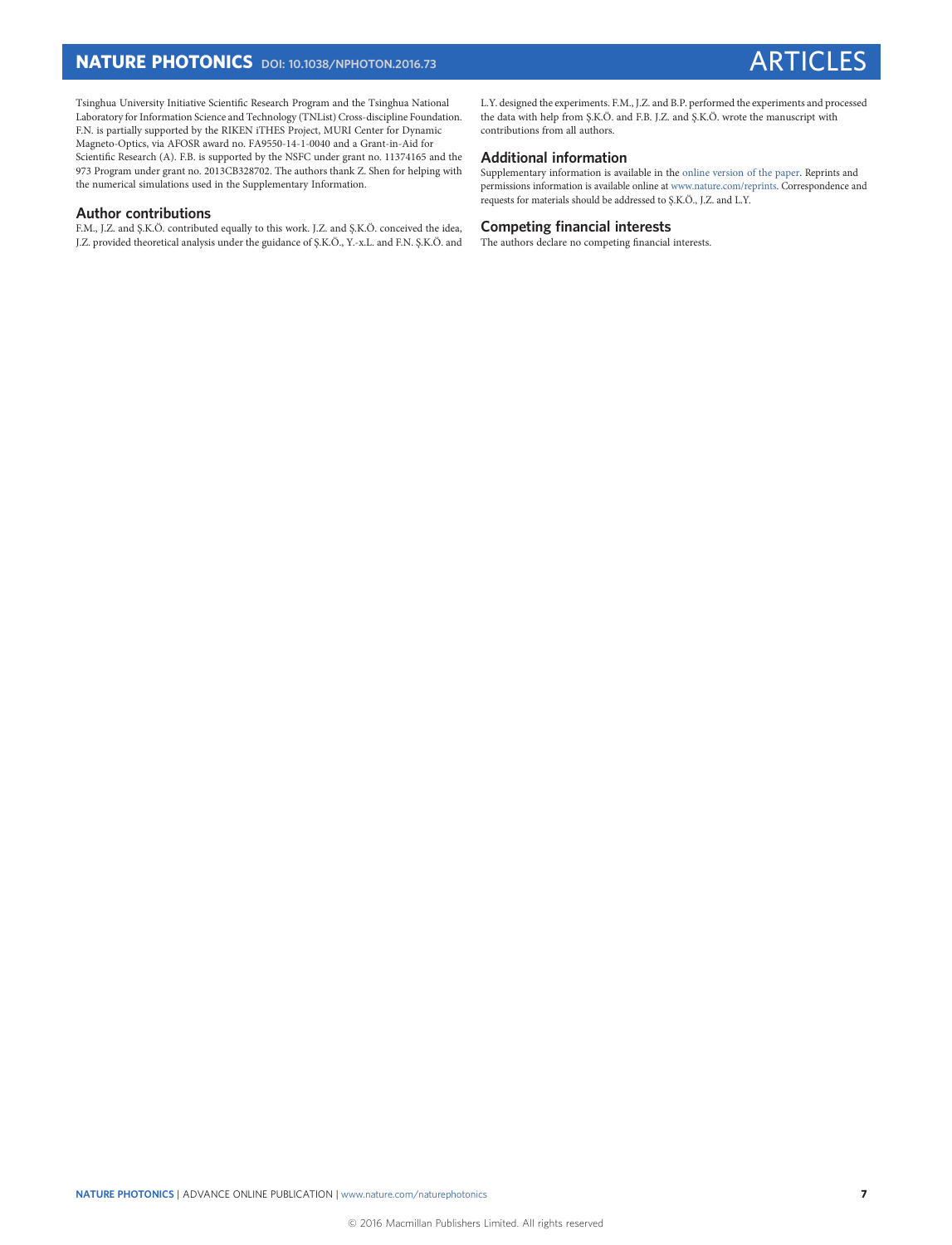Tsinghua University Initiative Scientific Research Program and the Tsinghua National Laboratory for Information Science and Technology (TNList) Cross-discipline Foundation. F.N. is partially supported by the RIKEN iTHES Project, MURI Center for Dynamic Magneto-Optics, via AFOSR award no. FA9550-14-1-0040 and a Grant-in-Aid for Scientific Research (A). F.B. is supported by the NSFC under grant no. 11374165 and the 973 Program under grant no. 2013CB328702. The authors thank Z. Shen for helping with the numerical simulations used in the Supplementary Information.

## Author contributions

F.M., J.Z. and Ş.K.Ö. contributed equally to this work. J.Z. and Ş.K.Ö. conceived the idea, J.Z. provided theoretical analysis under the guidance of Ş.K.Ö., Y.-x.L. and F.N. Ş.K.Ö. and L.Y. designed the experiments. F.M., J.Z. and B.P. performed the experiments and processed the data with help from Ş.K.Ö. and F.B. J.Z. and Ş.K.Ö. wrote the manuscript with contributions from all authors.

## Additional information

Supplementary information is available in the online version of the paper. Reprints and permissions information is available online at www.nature.com/reprints. Correspondence and requests for materials should be addressed to Ş.K.Ö., J.Z. and L.Y.

## Competing financial interests

The authors declare no competing financial interests.